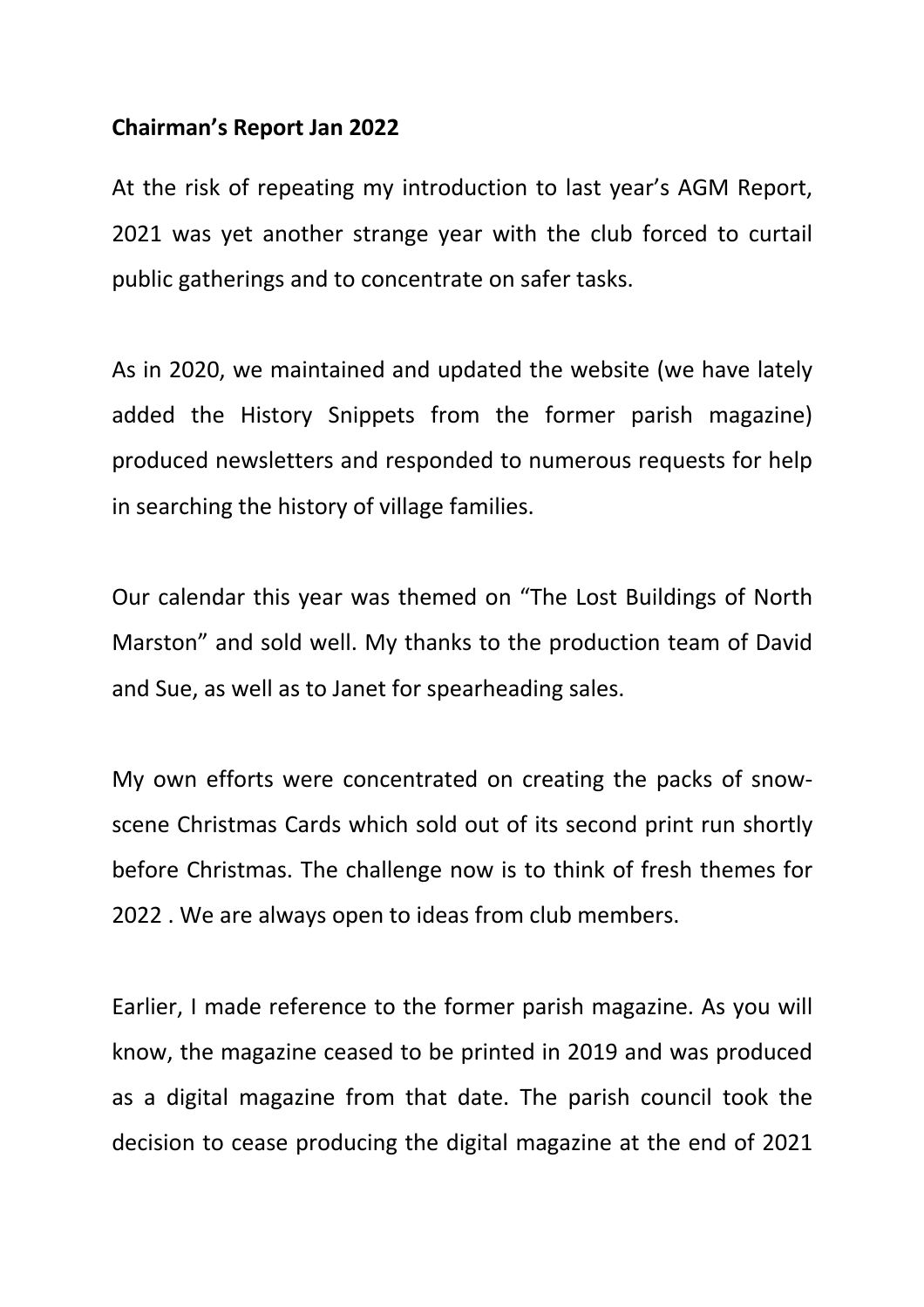**Chairman's Report Jan 2022**

At the risk of repeating my introduction to last year's AGM Report, 2021 was yet another strange year with the club forced to curtail public gatherings and to concentrate on safer tasks.

As in 2020, we maintained and updated the website (we have lately added the History Snippets from the former parish magazine) produced newsletters and responded to numerous requests for help in searching the history of village families.

Our calendar this year was themed on "The Lost Buildings of North Marston" and sold well. My thanks to the production team of David and Sue, as well as to Janet for spearheading sales.

My own efforts were concentrated on creating the packs of snow-scene Christmas Cards which sold out of its second print run shortly before Christmas. The challenge now is to think of fresh themes for 2022 . We are always open to ideas from club members.

Earlier, I made reference to the former parish magazine. As you will know, the magazine ceased to be printed in 2019 and was produced as a digital magazine from that date. The parish council took the decision to cease producing the digital magazine at the end of 2021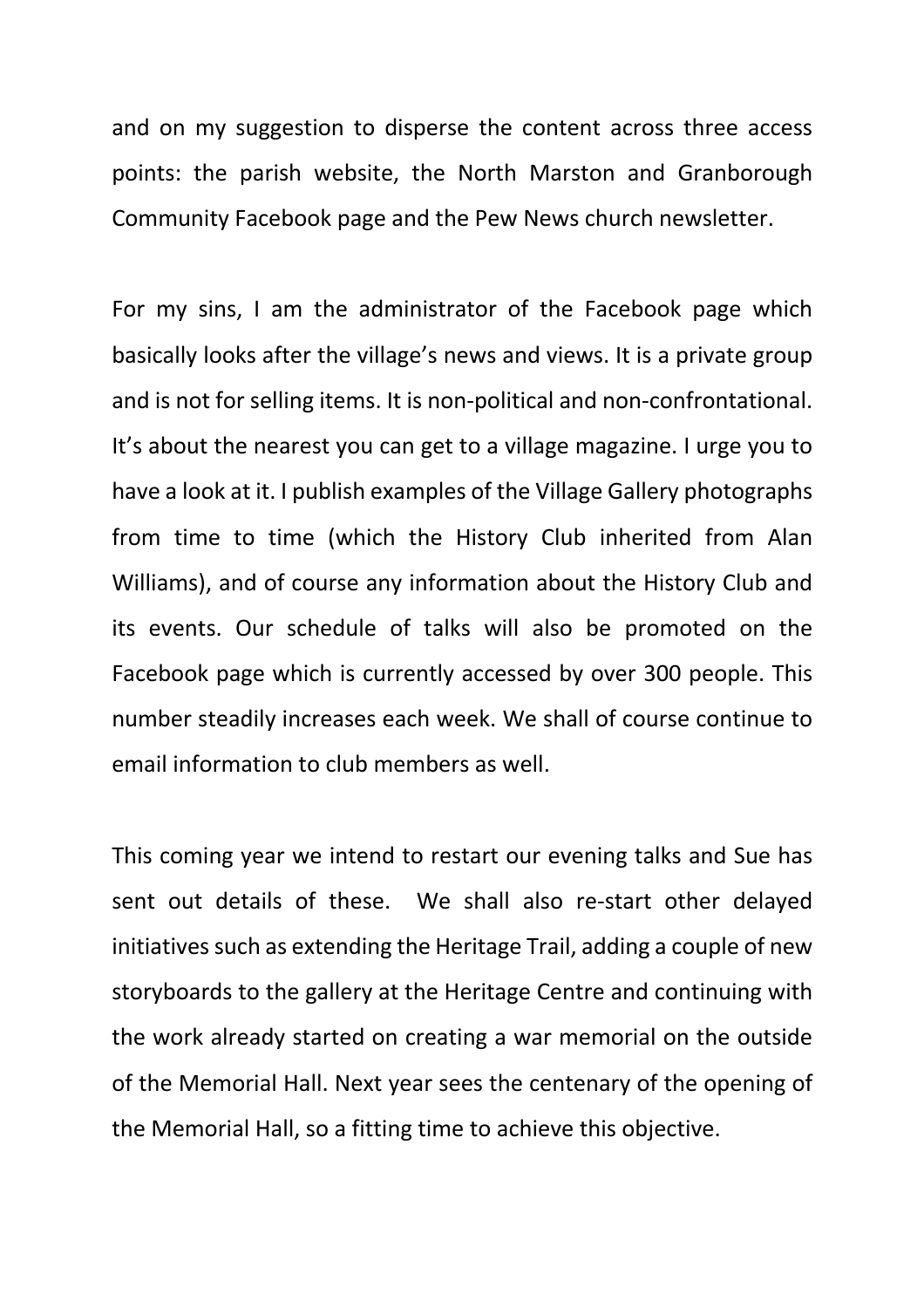and on my suggestion to disperse the content across three access points: the parish website, the North Marston and Granborough Community Facebook page and the Pew News church newsletter.

For my sins, I am the administrator of the Facebook page which basically looks after the village's news and views. It is a private group and is not for selling items. It is non-political and non-confrontational. It's about the nearest you can get to a village magazine. I urge you to have a look at it. I publish examples of the Village Gallery photographs from time to time (which the History Club inherited from Alan Williams), and of course any information about the History Club and its events. Our schedule of talks will also be promoted on the Facebook page which is currently accessed by over 300 people. This number steadily increases each week. We shall of course continue to email information to club members as well.

This coming year we intend to restart our evening talks and Sue has sent out details of these. We shall also re-start other delayed initiatives such as extending the Heritage Trail, adding a couple of new storyboards to the gallery at the Heritage Centre and continuing with the work already started on creating a war memorial on the outside of the Memorial Hall. Next year sees the centenary of the opening of the Memorial Hall, so a fitting time to achieve this objective.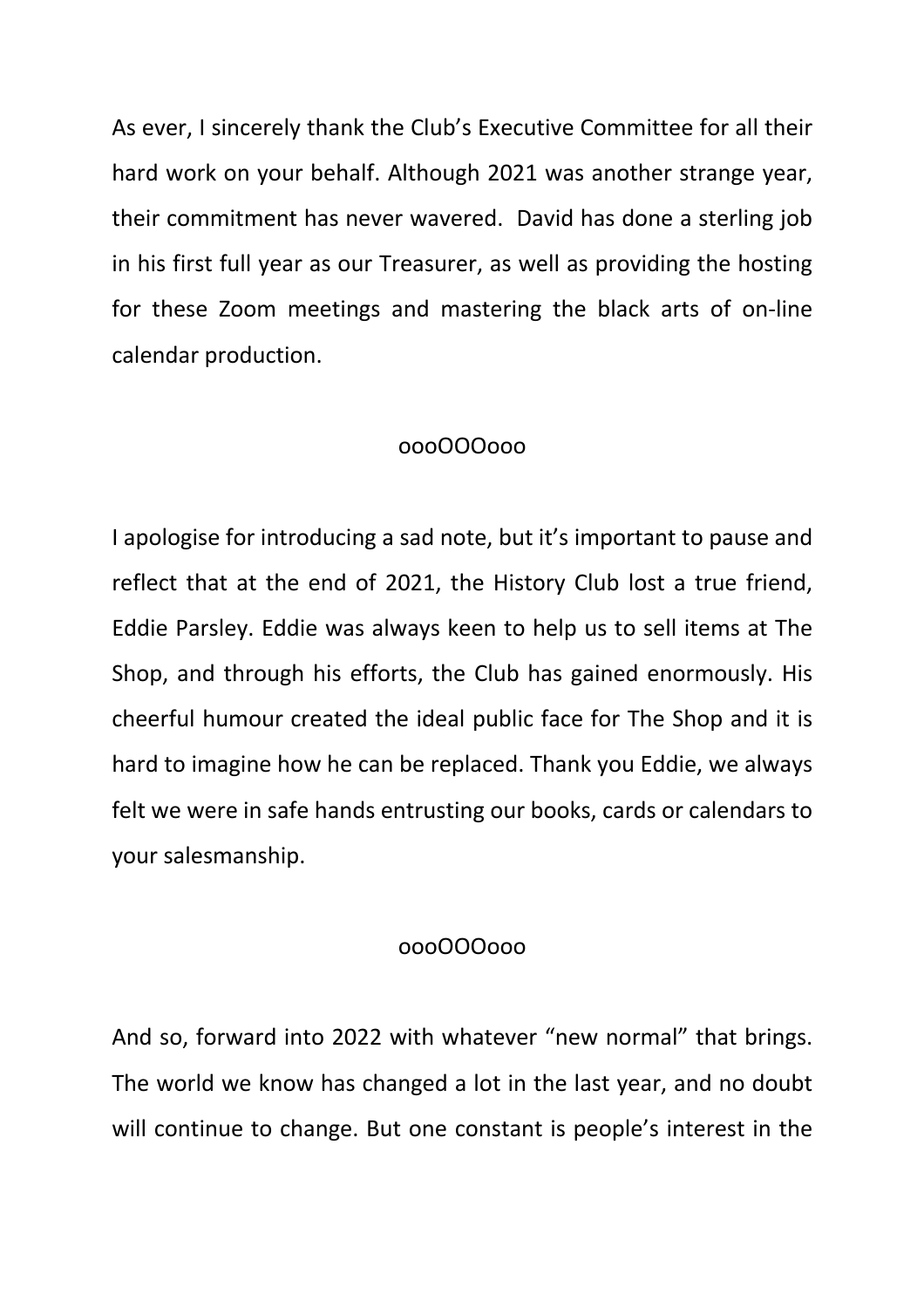As ever, I sincerely thank the Club's Executive Committee for all their hard work on your behalf. Although 2021 was another strange year, their commitment has never wavered. David has done a sterling job in his first full year as our Treasurer, as well as providing the hosting for these Zoom meetings and mastering the black arts of on-line calendar production.

oooOOOooo

I apologise for introducing a sad note, but it's important to pause and reflect that at the end of 2021, the History Club lost a true friend, Eddie Parsley. Eddie was always keen to help us to sell items at The Shop, and through his efforts, the Club has gained enormously. His cheerful humour created the ideal public face for The Shop and it is hard to imagine how he can be replaced. Thank you Eddie, we always felt we were in safe hands entrusting our books, cards or calendars to your salesmanship.

oooOOOooo

And so, forward into 2022 with whatever "new normal" that brings. The world we know has changed a lot in the last year, and no doubt will continue to change. But one constant is people's interest in the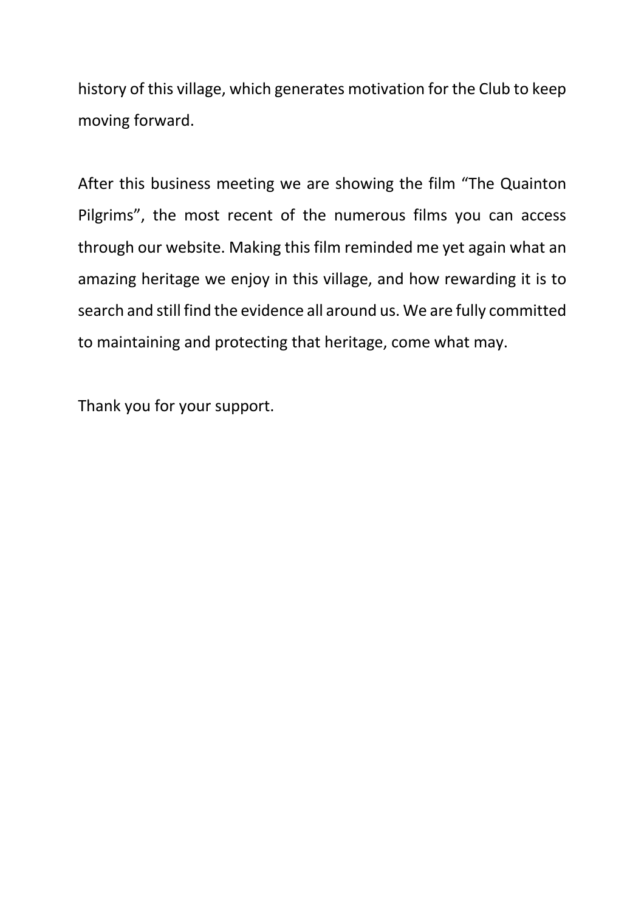history of this village, which generates motivation for the Club to keep moving forward.

After this business meeting we are showing the film "The Quainton Pilgrims", the most recent of the numerous films you can access through our website. Making this film reminded me yet again what an amazing heritage we enjoy in this village, and how rewarding it is to search and still find the evidence all around us. We are fully committed to maintaining and protecting that heritage, come what may.

Thank you for your support.